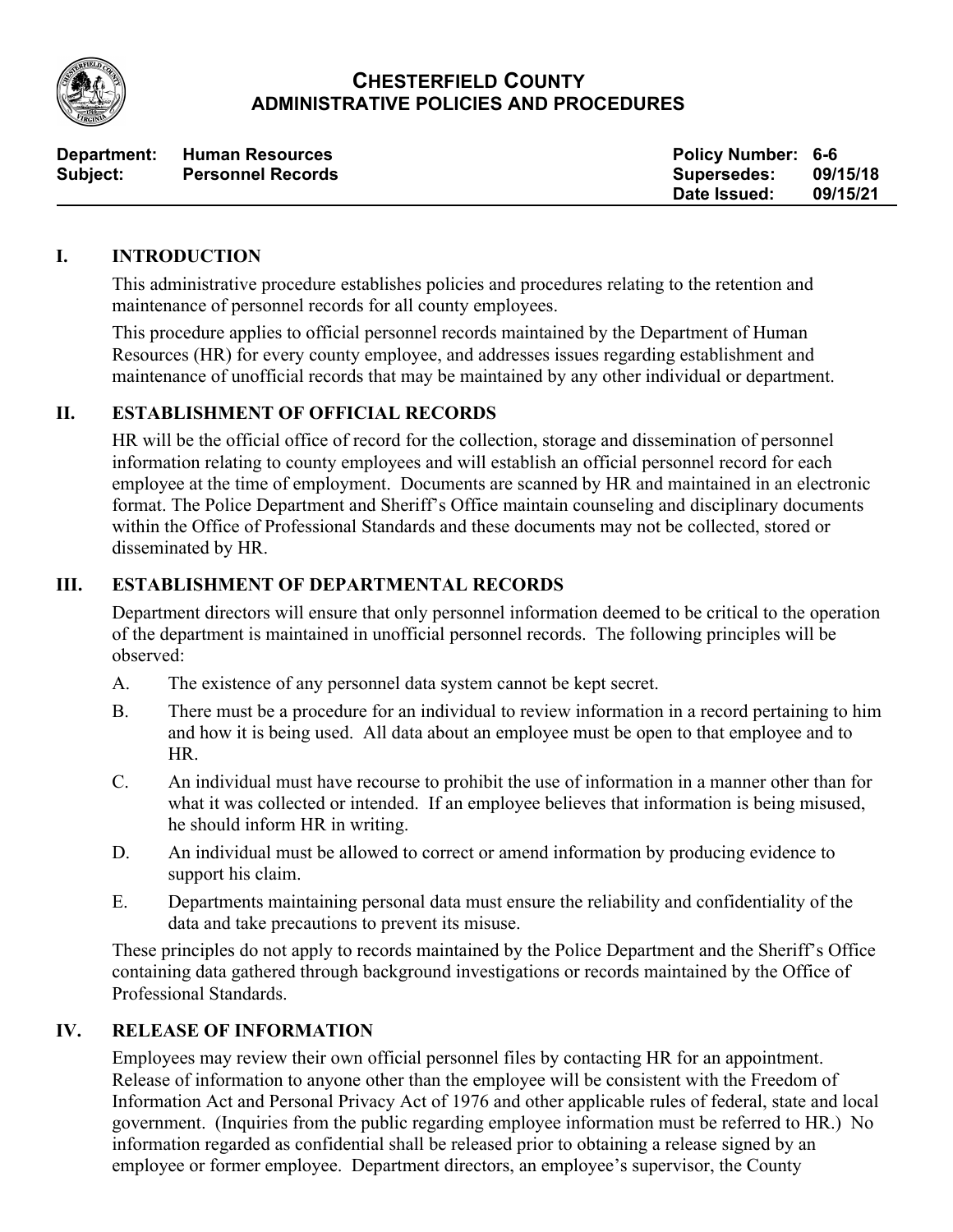# CHESTERFIELD COUNTY
## ADMINISTRATIVE POLICIES AND PROCEDURES

| | | | |
|---|---|---|---|
| **Department:** | **Human Resources** | **Policy Number:** | **6-6** |
| **Subject:** | **Personnel Records** | **Supersedes:** | **09/15/18** |
| | | **Date Issued:** | **09/15/21** |

## I. INTRODUCTION

This administrative procedure establishes policies and procedures relating to the retention and maintenance of personnel records for all county employees.

This procedure applies to official personnel records maintained by the Department of Human Resources (HR) for every county employee, and addresses issues regarding establishment and maintenance of unofficial records that may be maintained by any other individual or department.

## II. ESTABLISHMENT OF OFFICIAL RECORDS

HR will be the official office of record for the collection, storage and dissemination of personnel information relating to county employees and will establish an official personnel record for each employee at the time of employment. Documents are scanned by HR and maintained in an electronic format. The Police Department and Sheriff's Office maintain counseling and disciplinary documents within the Office of Professional Standards and these documents may not be collected, stored or disseminated by HR.

## III. ESTABLISHMENT OF DEPARTMENTAL RECORDS

Department directors will ensure that only personnel information deemed to be critical to the operation of the department is maintained in unofficial personnel records. The following principles will be observed:

A. The existence of any personnel data system cannot be kept secret.

B. There must be a procedure for an individual to review information in a record pertaining to him and how it is being used. All data about an employee must be open to that employee and to HR.

C. An individual must have recourse to prohibit the use of information in a manner other than for what it was collected or intended. If an employee believes that information is being misused, he should inform HR in writing.

D. An individual must be allowed to correct or amend information by producing evidence to support his claim.

E. Departments maintaining personal data must ensure the reliability and confidentiality of the data and take precautions to prevent its misuse.

These principles do not apply to records maintained by the Police Department and the Sheriff's Office containing data gathered through background investigations or records maintained by the Office of Professional Standards.

## IV. RELEASE OF INFORMATION

Employees may review their own official personnel files by contacting HR for an appointment. Release of information to anyone other than the employee will be consistent with the Freedom of Information Act and Personal Privacy Act of 1976 and other applicable rules of federal, state and local government. (Inquiries from the public regarding employee information must be referred to HR.) No information regarded as confidential shall be released prior to obtaining a release signed by an employee or former employee. Department directors, an employee's supervisor, the County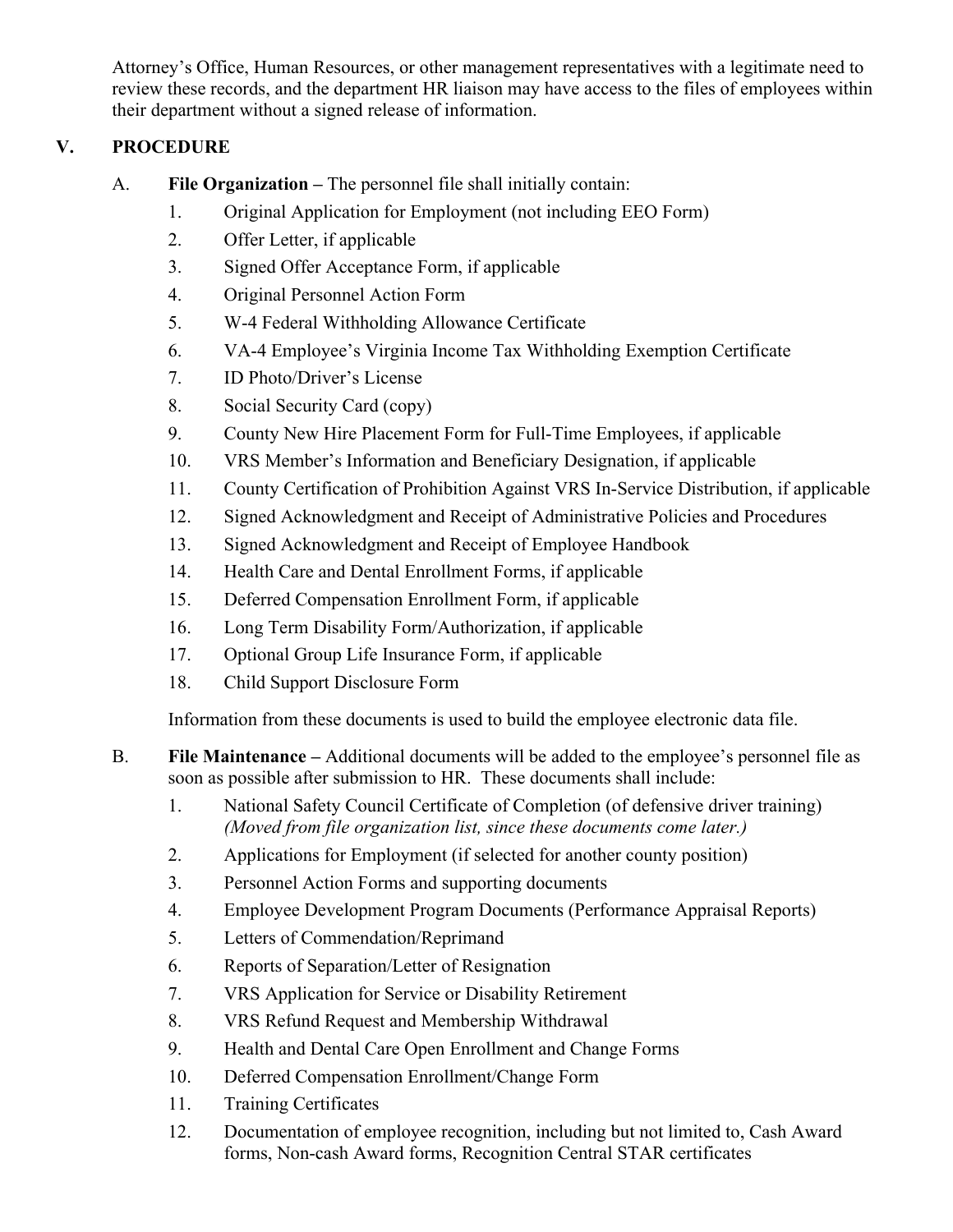Attorney's Office, Human Resources, or other management representatives with a legitimate need to review these records, and the department HR liaison may have access to the files of employees within their department without a signed release of information.

## V. PROCEDURE

A. **File Organization –** The personnel file shall initially contain:

1. Original Application for Employment (not including EEO Form)
2. Offer Letter, if applicable
3. Signed Offer Acceptance Form, if applicable
4. Original Personnel Action Form
5. W-4 Federal Withholding Allowance Certificate
6. VA-4 Employee's Virginia Income Tax Withholding Exemption Certificate
7. ID Photo/Driver's License
8. Social Security Card (copy)
9. County New Hire Placement Form for Full-Time Employees, if applicable
10. VRS Member's Information and Beneficiary Designation, if applicable
11. County Certification of Prohibition Against VRS In-Service Distribution, if applicable
12. Signed Acknowledgment and Receipt of Administrative Policies and Procedures
13. Signed Acknowledgment and Receipt of Employee Handbook
14. Health Care and Dental Enrollment Forms, if applicable
15. Deferred Compensation Enrollment Form, if applicable
16. Long Term Disability Form/Authorization, if applicable
17. Optional Group Life Insurance Form, if applicable
18. Child Support Disclosure Form

Information from these documents is used to build the employee electronic data file.

B. **File Maintenance –** Additional documents will be added to the employee's personnel file as soon as possible after submission to HR. These documents shall include:

1. National Safety Council Certificate of Completion (of defensive driver training) *(Moved from file organization list, since these documents come later.)*
2. Applications for Employment (if selected for another county position)
3. Personnel Action Forms and supporting documents
4. Employee Development Program Documents (Performance Appraisal Reports)
5. Letters of Commendation/Reprimand
6. Reports of Separation/Letter of Resignation
7. VRS Application for Service or Disability Retirement
8. VRS Refund Request and Membership Withdrawal
9. Health and Dental Care Open Enrollment and Change Forms
10. Deferred Compensation Enrollment/Change Form
11. Training Certificates
12. Documentation of employee recognition, including but not limited to, Cash Award forms, Non-cash Award forms, Recognition Central STAR certificates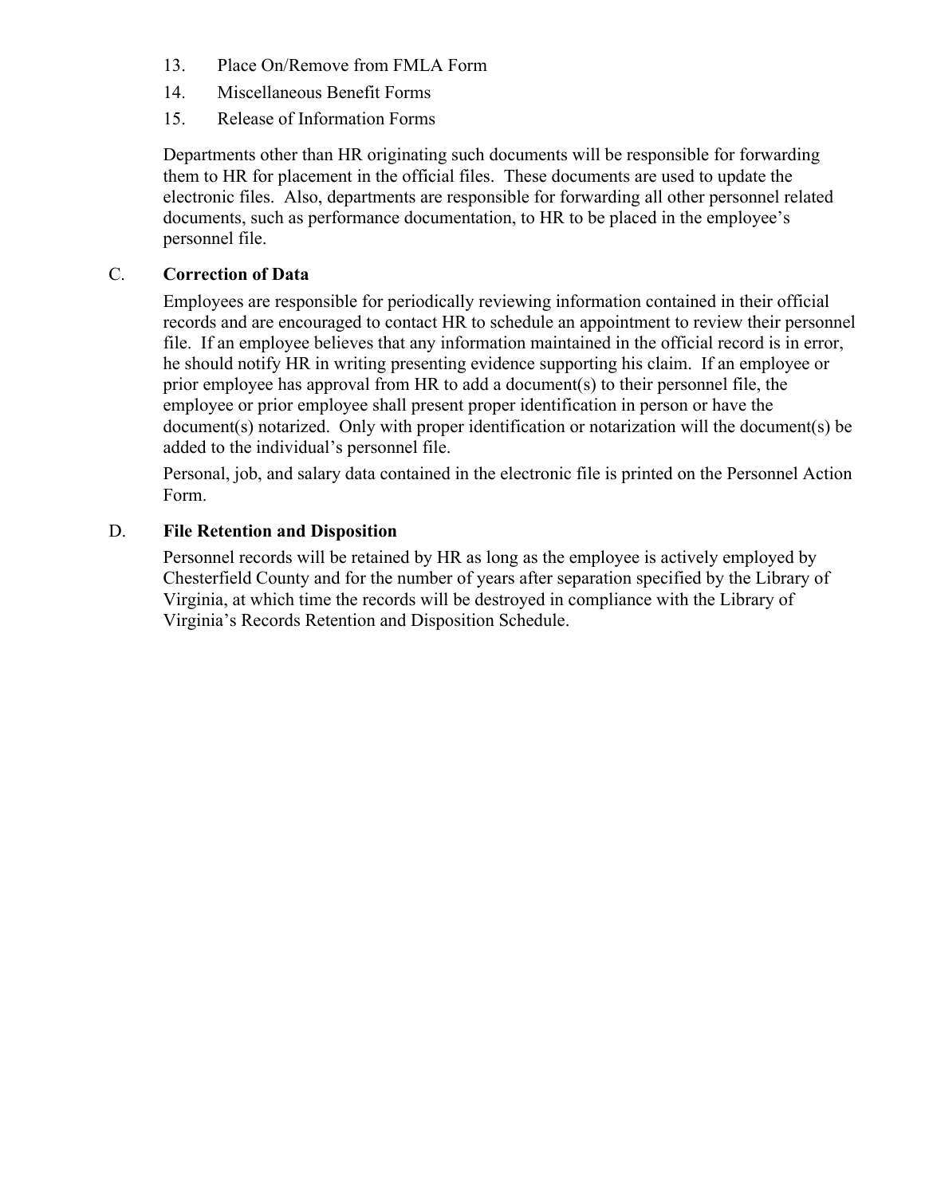13. Place On/Remove from FMLA Form
14. Miscellaneous Benefit Forms
15. Release of Information Forms

Departments other than HR originating such documents will be responsible for forwarding them to HR for placement in the official files. These documents are used to update the electronic files. Also, departments are responsible for forwarding all other personnel related documents, such as performance documentation, to HR to be placed in the employee's personnel file.

C. **Correction of Data**

Employees are responsible for periodically reviewing information contained in their official records and are encouraged to contact HR to schedule an appointment to review their personnel file. If an employee believes that any information maintained in the official record is in error, he should notify HR in writing presenting evidence supporting his claim. If an employee or prior employee has approval from HR to add a document(s) to their personnel file, the employee or prior employee shall present proper identification in person or have the document(s) notarized. Only with proper identification or notarization will the document(s) be added to the individual's personnel file.

Personal, job, and salary data contained in the electronic file is printed on the Personnel Action Form.

D. **File Retention and Disposition**

Personnel records will be retained by HR as long as the employee is actively employed by Chesterfield County and for the number of years after separation specified by the Library of Virginia, at which time the records will be destroyed in compliance with the Library of Virginia's Records Retention and Disposition Schedule.